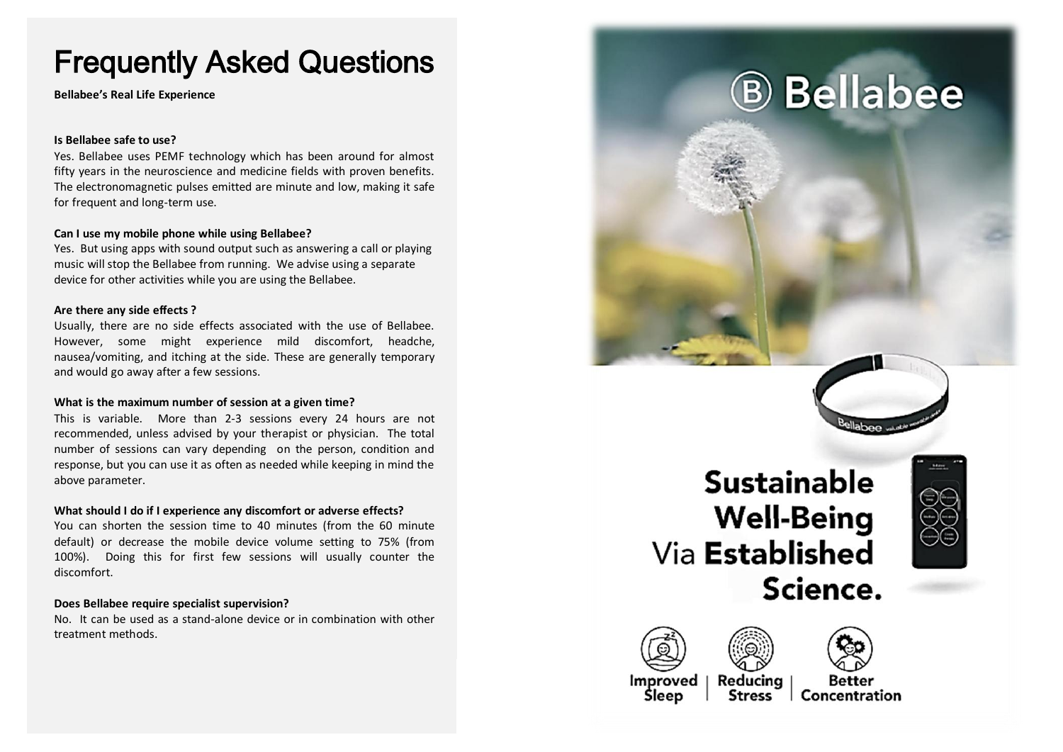# Frequently Asked Questions

**Bellabee's Real Life Experience**

**Is Bellabee safe to use?**

Yes. Bellabee uses PEMF technology which has been around for almost fifty years in the neuroscience and medicine fields with proven benefits. The electronomagnetic pulses emitted are minute and low, making it safe for frequent and long-term use.

**Can I use my mobile phone while using Bellabee?**

Yes. But using apps with sound output such as answering a call or playing music will stop the Bellabee from running. We advise using a separate device for other activities while you are using the Bellabee.

**Are there any side effects ?**

Usually, there are no side effects associated with the use of Bellabee. However, some might experience mild discomfort, headche, nausea/vomiting, and itching at the side. These are generally temporary and would go away after a few sessions.

**What is the maximum number of session at a given time?**

This is variable. More than 2-3 sessions every 24 hours are not recommended, unless advised by your therapist or physician. The total number of sessions can vary depending on the person, condition and response, but you can use it as often as needed while keeping in mind the above parameter.

**What should I do if I experience any discomfort or adverse effects?**

You can shorten the session time to 40 minutes (from the 60 minute default) or decrease the mobile device volume setting to 75% (from 100%). Doing this for first few sessions will usually counter the discomfort.

**Does Bellabee require specialist supervision?**

No. It can be used as a stand-alone device or in combination with other treatment methods.

# Bellabee

**Sustainable Well-Being** Via **Established Science.**

Improved Sleep | Reducing Stress | Better Concentration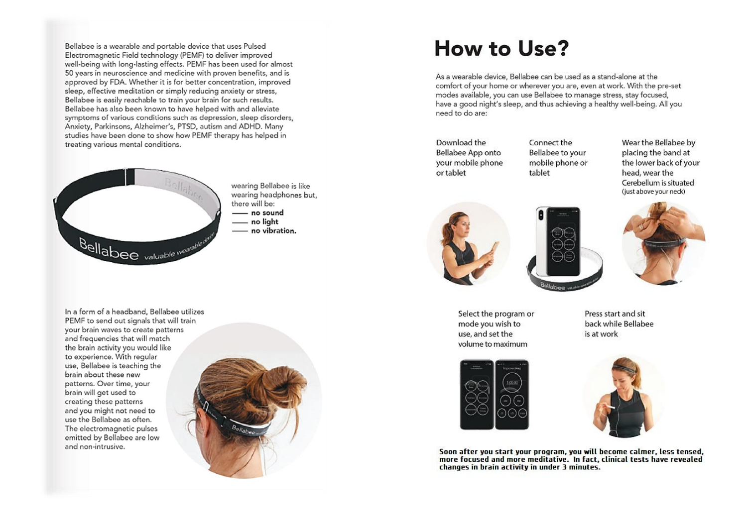Bellabee is a wearable and portable device that uses Pulsed Electromagnetic Field technology (PEMF) to deliver improved well-being with long-lasting effects. PEMF has been used for almost 50 years in neuroscience and medicine with proven benefits, and is approved by FDA. Whether it is for better concentration, improved sleep, effective meditation or simply reducing anxiety or stress, Bellabee is easily reachable to train your brain for such results. Bellabee has also been known to have helped with and alleviate symptoms of various conditions such as depression, sleep disorders, Anxiety, Parkinsons, Alzheimer's, PTSD, autism and ADHD. Many studies have been done to show how PEMF therapy has helped in treating various mental conditions.

wearing Bellabee is like wearing headphones but, there will be:

- **no sound**
- **no light**
- **no vibration.**

In a form of a headband, Bellabee utilizes PEMF to send out signals that will train your brain waves to create patterns and frequencies that will match the brain activity you would like to experience. With regular use, Bellabee is teaching the brain about these new patterns. Over time, your brain will get used to creating these patterns and you might not need to use the Bellabee as often. The electromagnetic pulses emitted by Bellabee are low and non-intrusive.

# How to Use?

As a wearable device, Bellabee can be used as a stand-alone at the comfort of your home or wherever you are, even at work. With the pre-set modes available, you can use Bellabee to manage stress, stay focused, have a good night's sleep, and thus achieving a healthy well-being. All you need to do are:

Download the Bellabee App onto your mobile phone or tablet

Connect the Bellabee to your mobile phone or tablet

Wear the Bellabee by placing the band at the lower back of your head, wear the Cerebellum is situated (just above your neck)

Select the program or mode you wish to use, and set the volume to maximum

Press start and sit back while Bellabee is at work

**Soon after you start your program, you will become calmer, less tensed, more focused and more meditative. In fact, clinical tests have revealed changes in brain activity in under 3 minutes.**